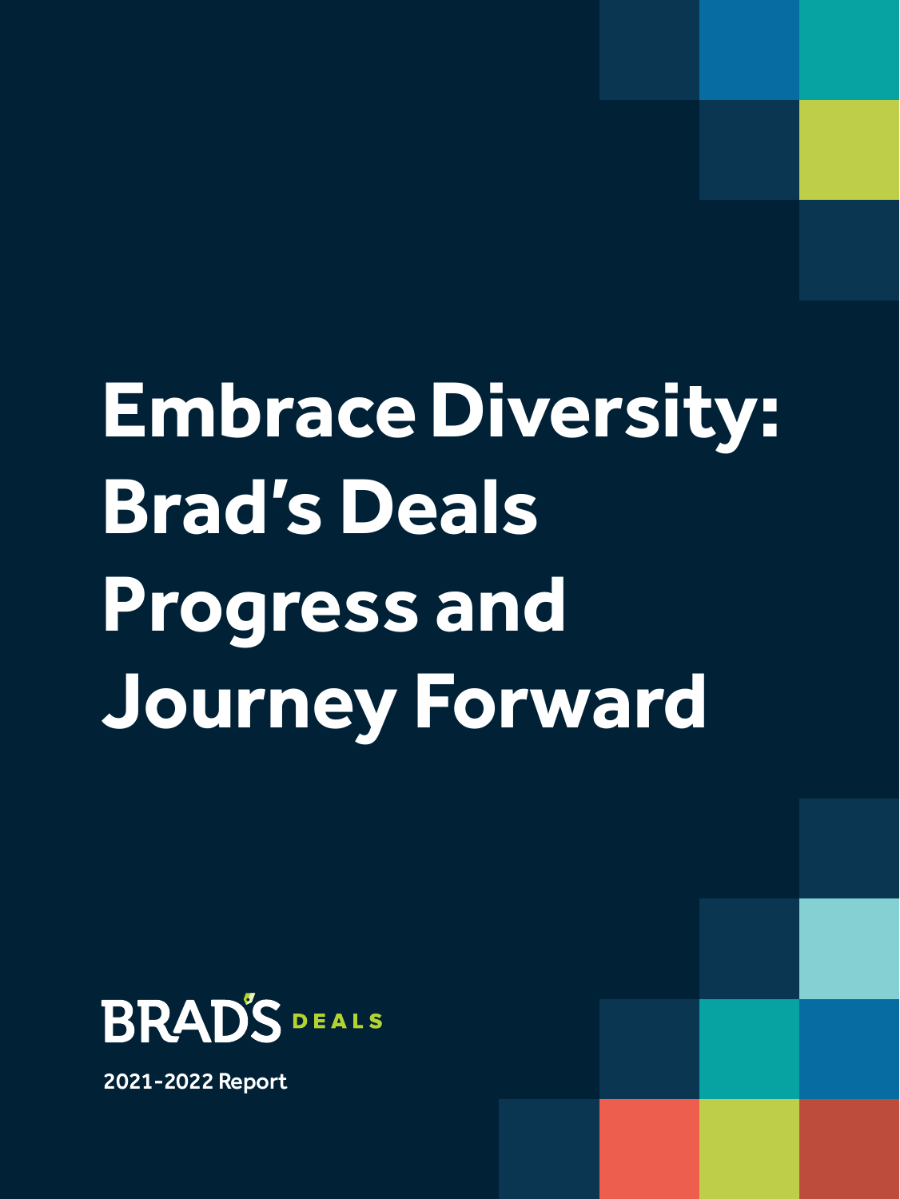# Embrace Diversity: Brad's Deals Progress and Journey Forward

BRAD'S DEALS

2021-2022 Report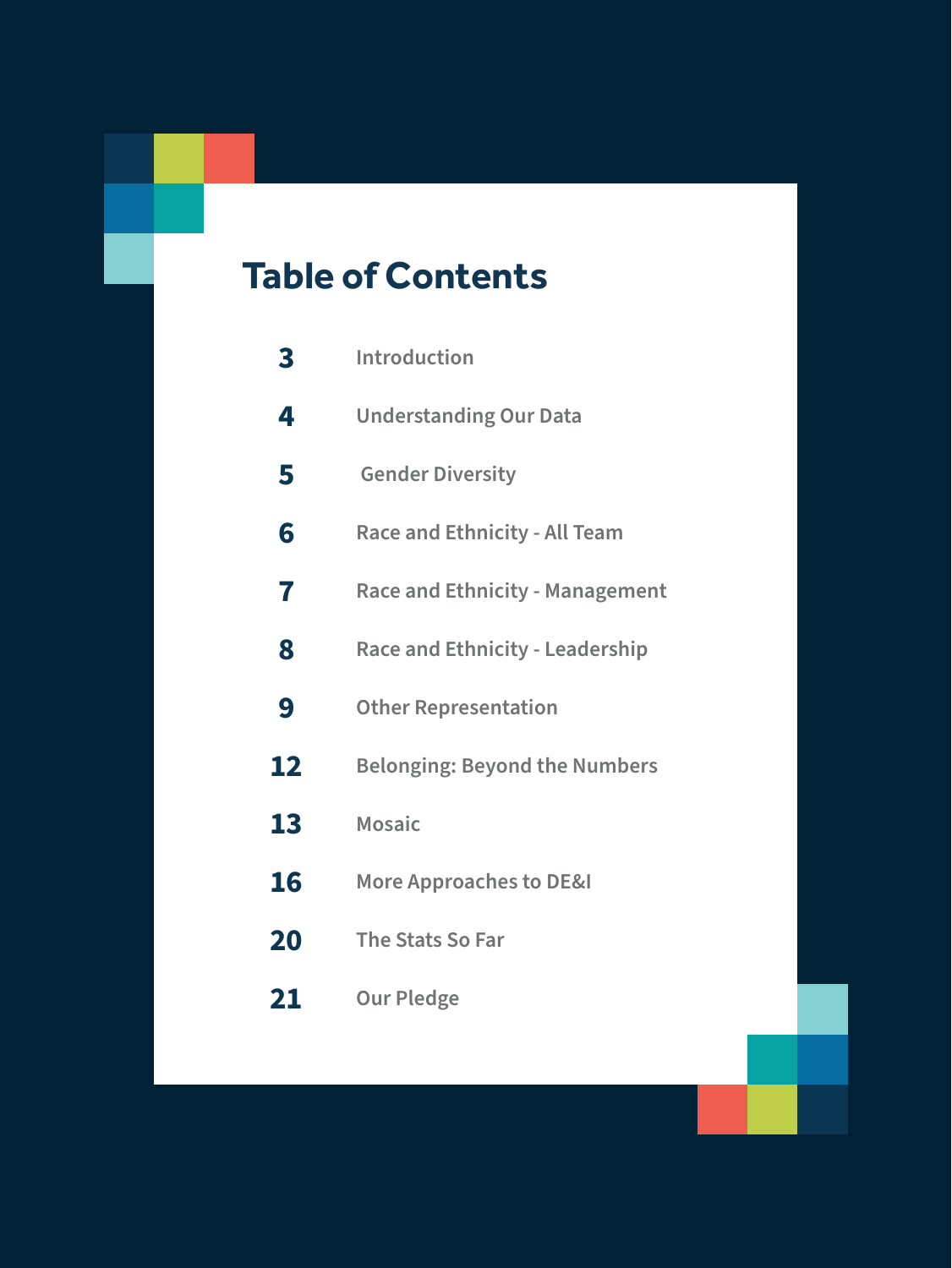# Table of Contents

| | |
|---|---|
| 3 | Introduction |
| 4 | Understanding Our Data |
| 5 | Gender Diversity |
| 6 | Race and Ethnicity - All Team |
| 7 | Race and Ethnicity - Management |
| 8 | Race and Ethnicity - Leadership |
| 9 | Other Representation |
| 12 | Belonging: Beyond the Numbers |
| 13 | Mosaic |
| 16 | More Approaches to DE&I |
| 20 | The Stats So Far |
| 21 | Our Pledge |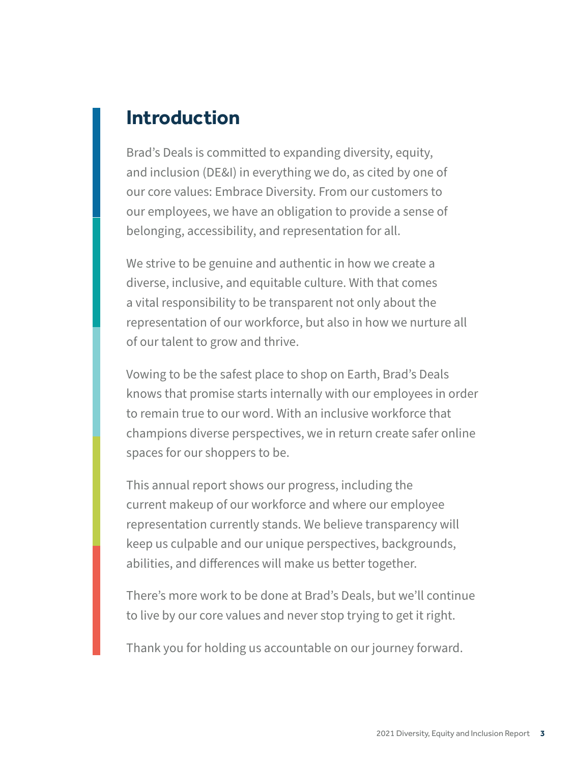# Introduction

Brad's Deals is committed to expanding diversity, equity, and inclusion (DE&I) in everything we do, as cited by one of our core values: Embrace Diversity. From our customers to our employees, we have an obligation to provide a sense of belonging, accessibility, and representation for all.

We strive to be genuine and authentic in how we create a diverse, inclusive, and equitable culture. With that comes a vital responsibility to be transparent not only about the representation of our workforce, but also in how we nurture all of our talent to grow and thrive.

Vowing to be the safest place to shop on Earth, Brad's Deals knows that promise starts internally with our employees in order to remain true to our word. With an inclusive workforce that champions diverse perspectives, we in return create safer online spaces for our shoppers to be.

This annual report shows our progress, including the current makeup of our workforce and where our employee representation currently stands. We believe transparency will keep us culpable and our unique perspectives, backgrounds, abilities, and differences will make us better together.

There's more work to be done at Brad's Deals, but we'll continue to live by our core values and never stop trying to get it right.

Thank you for holding us accountable on our journey forward.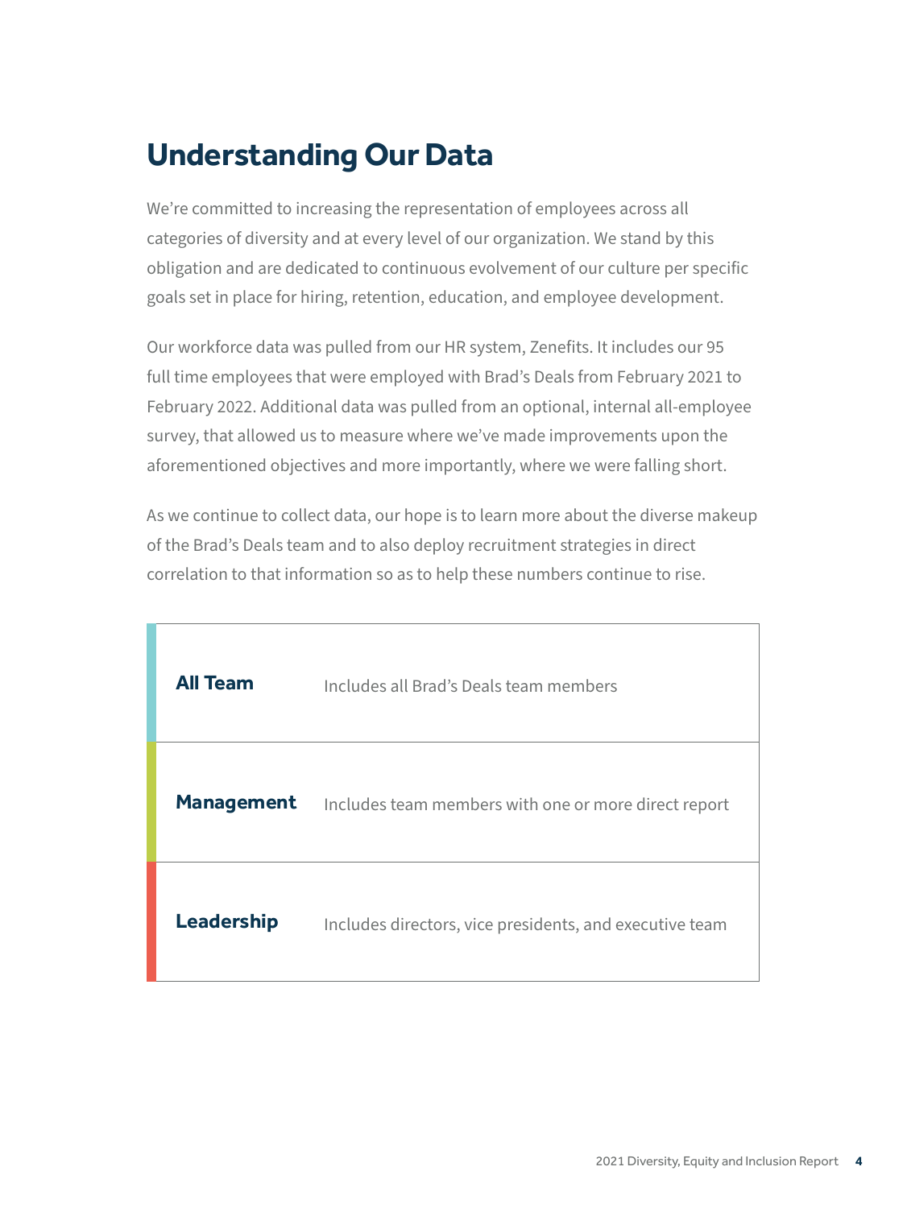# Understanding Our Data

We're committed to increasing the representation of employees across all categories of diversity and at every level of our organization. We stand by this obligation and are dedicated to continuous evolvement of our culture per specific goals set in place for hiring, retention, education, and employee development.

Our workforce data was pulled from our HR system, Zenefits. It includes our 95 full time employees that were employed with Brad's Deals from February 2021 to February 2022. Additional data was pulled from an optional, internal all-employee survey, that allowed us to measure where we've made improvements upon the aforementioned objectives and more importantly, where we were falling short.

As we continue to collect data, our hope is to learn more about the diverse makeup of the Brad's Deals team and to also deploy recruitment strategies in direct correlation to that information so as to help these numbers continue to rise.

| | |
|---|---|
| **All Team** | Includes all Brad's Deals team members |
| **Management** | Includes team members with one or more direct report |
| **Leadership** | Includes directors, vice presidents, and executive team |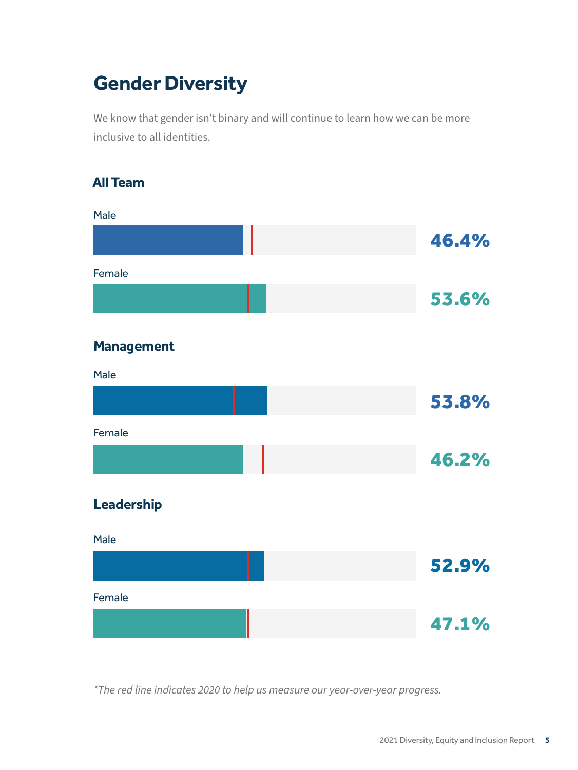# Gender Diversity

We know that gender isn't binary and will continue to learn how we can be more inclusive to all identities.

## All Team

Male

**46.4%**

Female

**53.6%**

## Management

Male

**53.8%**

Female

**46.2%**

## Leadership

Male

**52.9%**

Female

**47.1%**

*\*The red line indicates 2020 to help us measure our year-over-year progress.*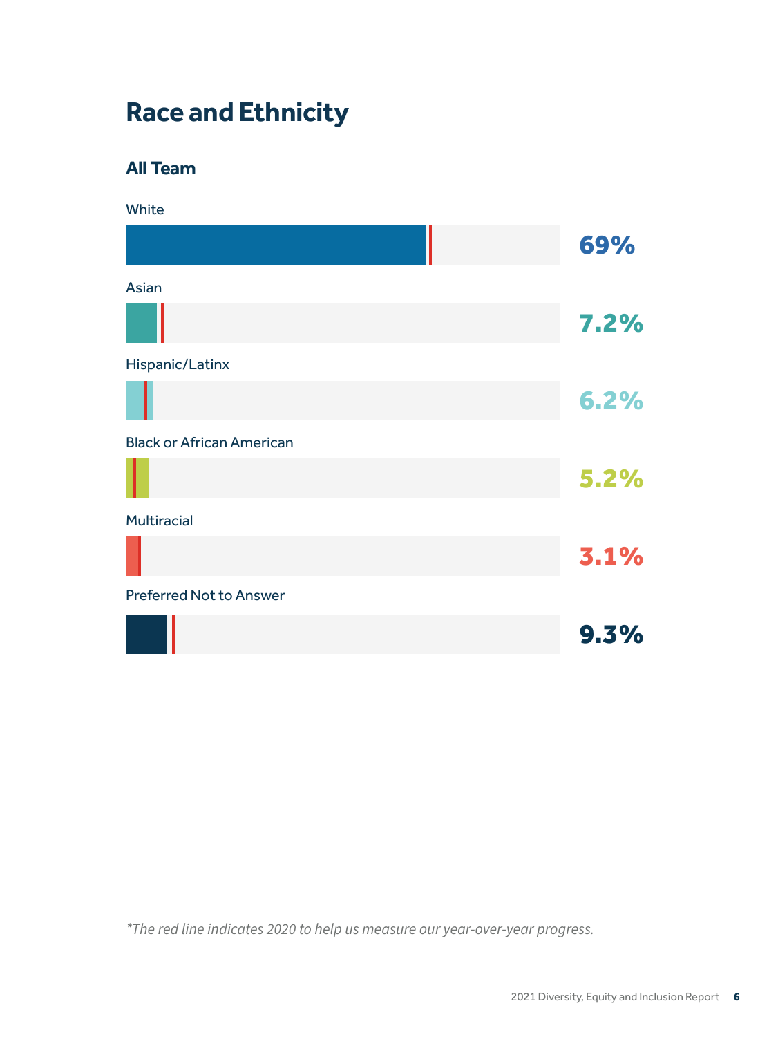# Race and Ethnicity

## All Team

White

**69%**

Asian

**7.2%**

Hispanic/Latinx

**6.2%**

Black or African American

**5.2%**

Multiracial

**3.1%**

Preferred Not to Answer

**9.3%**

*\*The red line indicates 2020 to help us measure our year-over-year progress.*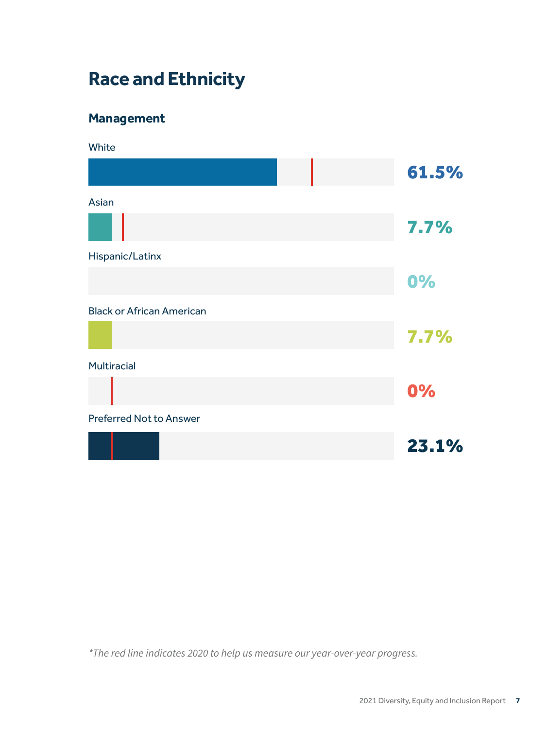# Race and Ethnicity

## Management

White

61.5%

Asian

7.7%

Hispanic/Latinx

0%

Black or African American

7.7%

Multiracial

0%

Preferred Not to Answer

23.1%

*The red line indicates 2020 to help us measure our year-over-year progress.*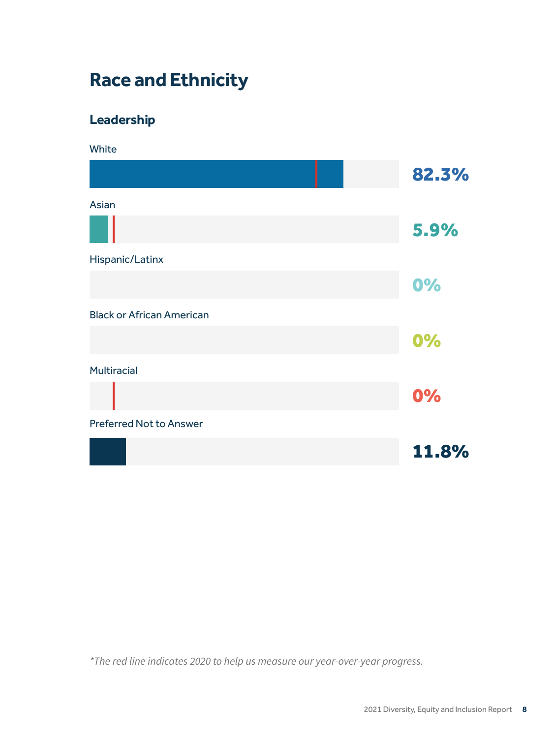# Race and Ethnicity

## Leadership

White

82.3%

Asian

5.9%

Hispanic/Latinx

0%

Black or African American

0%

Multiracial

0%

Preferred Not to Answer

11.8%

*\*The red line indicates 2020 to help us measure our year-over-year progress.*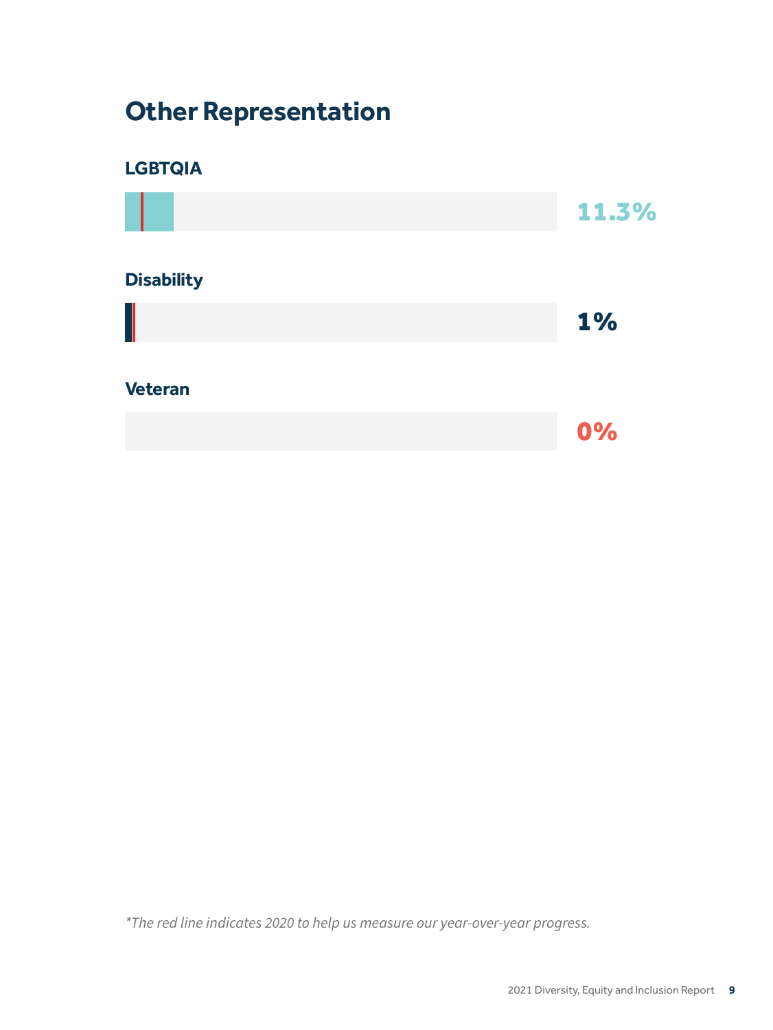## Other Representation

### LGBTQIA

11.3%

### Disability

1%

### Veteran

0%

*\*The red line indicates 2020 to help us measure our year-over-year progress.*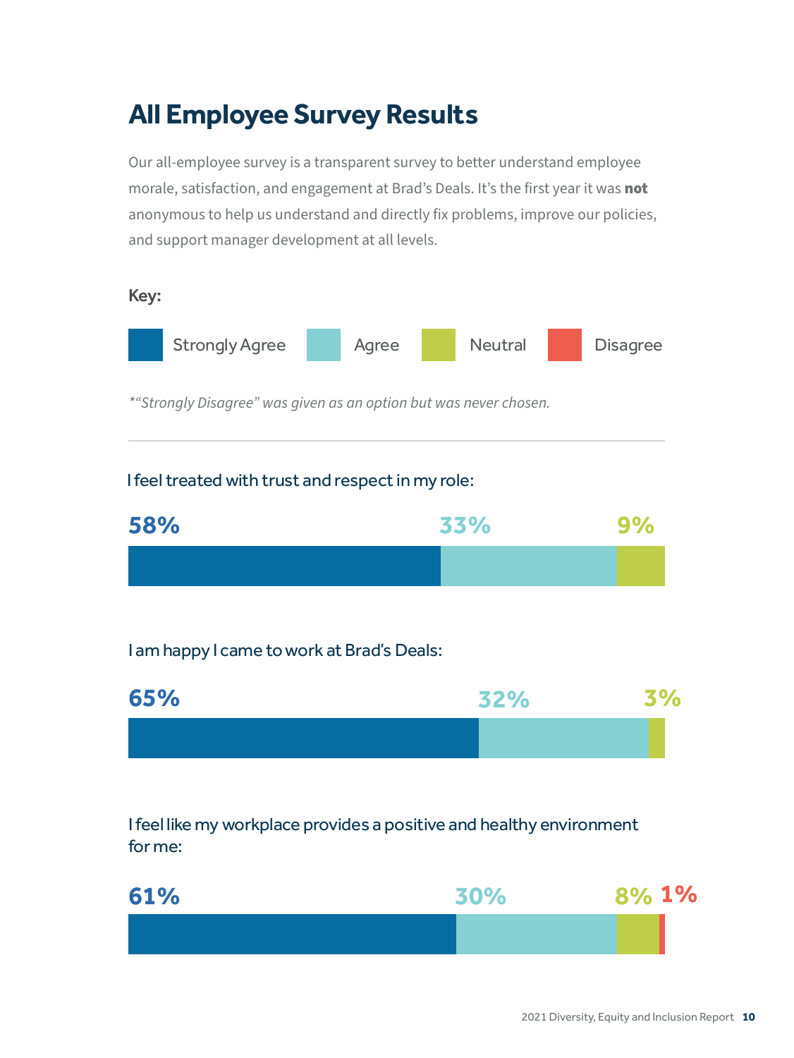# All Employee Survey Results

Our all-employee survey is a transparent survey to better understand employee morale, satisfaction, and engagement at Brad's Deals. It's the first year it was **not** anonymous to help us understand and directly fix problems, improve our policies, and support manager development at all levels.

**Key:**

Strongly Agree | Agree | Neutral | Disagree

*\*"Strongly Disagree" was given as an option but was never chosen.*

---

I feel treated with trust and respect in my role:

| Strongly Agree | Agree | Neutral | Disagree |
|---|---|---|---|
| 58% | 33% | 9% | |

I am happy I came to work at Brad's Deals:

| Strongly Agree | Agree | Neutral | Disagree |
|---|---|---|---|
| 65% | 32% | 3% | |

I feel like my workplace provides a positive and healthy environment for me:

| Strongly Agree | Agree | Neutral | Disagree |
|---|---|---|---|
| 61% | 30% | 8% | 1% |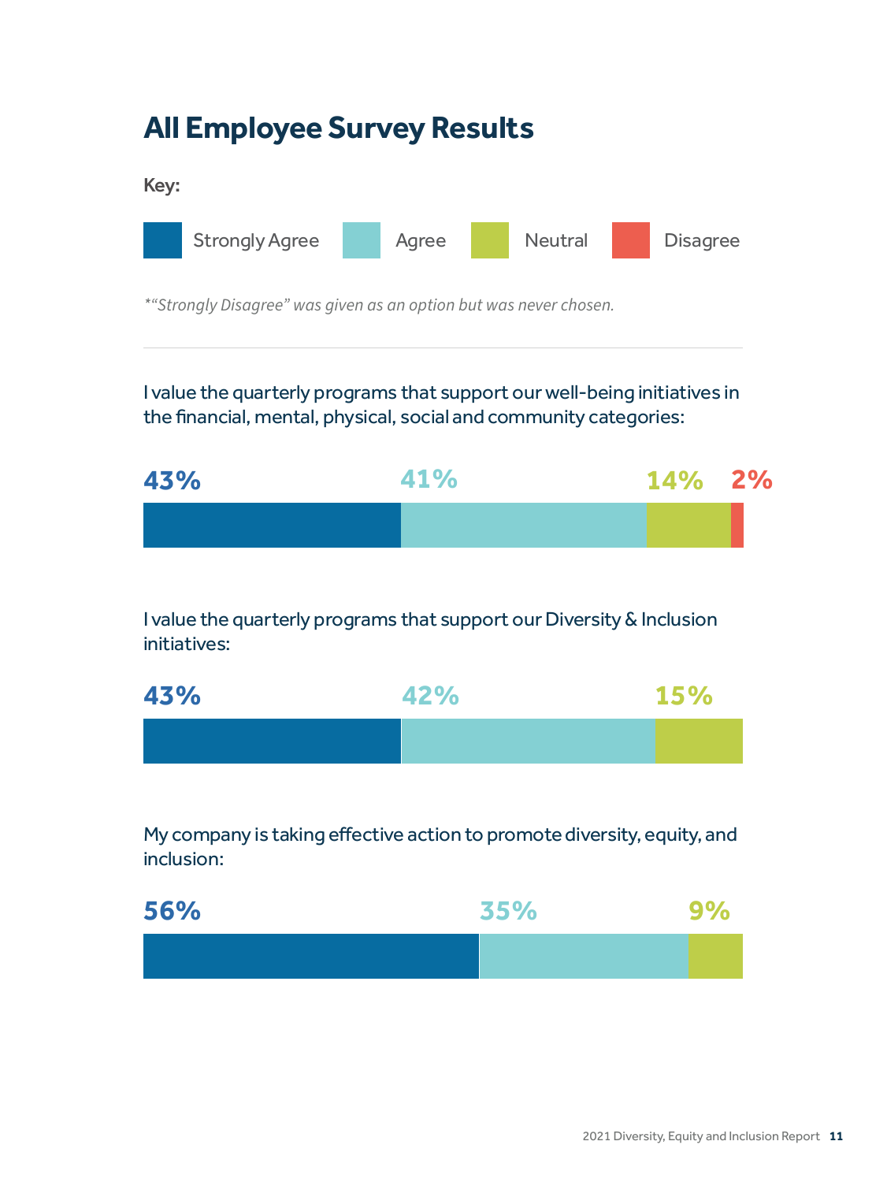# All Employee Survey Results

**Key:**

Strongly Agree | Agree | Neutral | Disagree

*\*"Strongly Disagree" was given as an option but was never chosen.*

---

I value the quarterly programs that support our well-being initiatives in the financial, mental, physical, social and community categories:

| Strongly Agree | Agree | Neutral | Disagree |
| --- | --- | --- | --- |
| 43% | 41% | 14% | 2% |

I value the quarterly programs that support our Diversity & Inclusion initiatives:

| Strongly Agree | Agree | Neutral |
| --- | --- | --- |
| 43% | 42% | 15% |

My company is taking effective action to promote diversity, equity, and inclusion:

| Strongly Agree | Agree | Neutral |
| --- | --- | --- |
| 56% | 35% | 9% |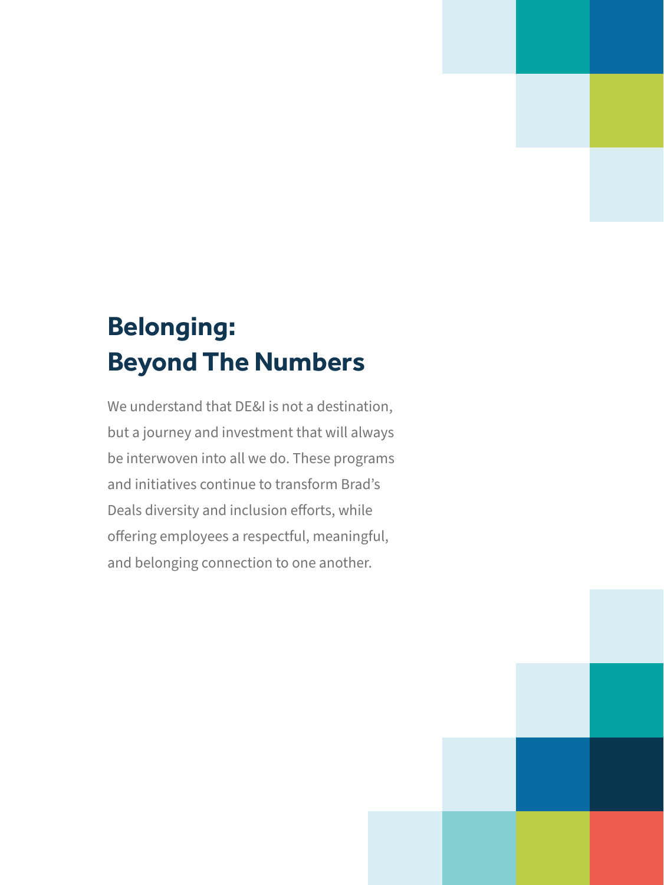## Belonging: Beyond The Numbers

We understand that DE&I is not a destination, but a journey and investment that will always be interwoven into all we do. These programs and initiatives continue to transform Brad's Deals diversity and inclusion efforts, while offering employees a respectful, meaningful, and belonging connection to one another.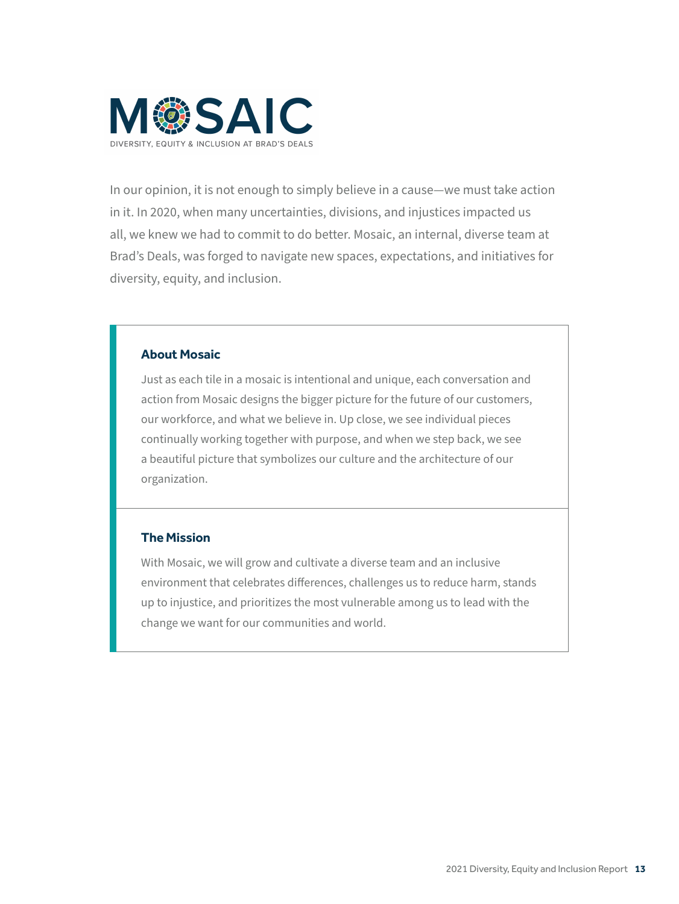# MOSAIC

DIVERSITY, EQUITY & INCLUSION AT BRAD'S DEALS

In our opinion, it is not enough to simply believe in a cause—we must take action in it. In 2020, when many uncertainties, divisions, and injustices impacted us all, we knew we had to commit to do better. Mosaic, an internal, diverse team at Brad's Deals, was forged to navigate new spaces, expectations, and initiatives for diversity, equity, and inclusion.

### About Mosaic

Just as each tile in a mosaic is intentional and unique, each conversation and action from Mosaic designs the bigger picture for the future of our customers, our workforce, and what we believe in. Up close, we see individual pieces continually working together with purpose, and when we step back, we see a beautiful picture that symbolizes our culture and the architecture of our organization.

### The Mission

With Mosaic, we will grow and cultivate a diverse team and an inclusive environment that celebrates differences, challenges us to reduce harm, stands up to injustice, and prioritizes the most vulnerable among us to lead with the change we want for our communities and world.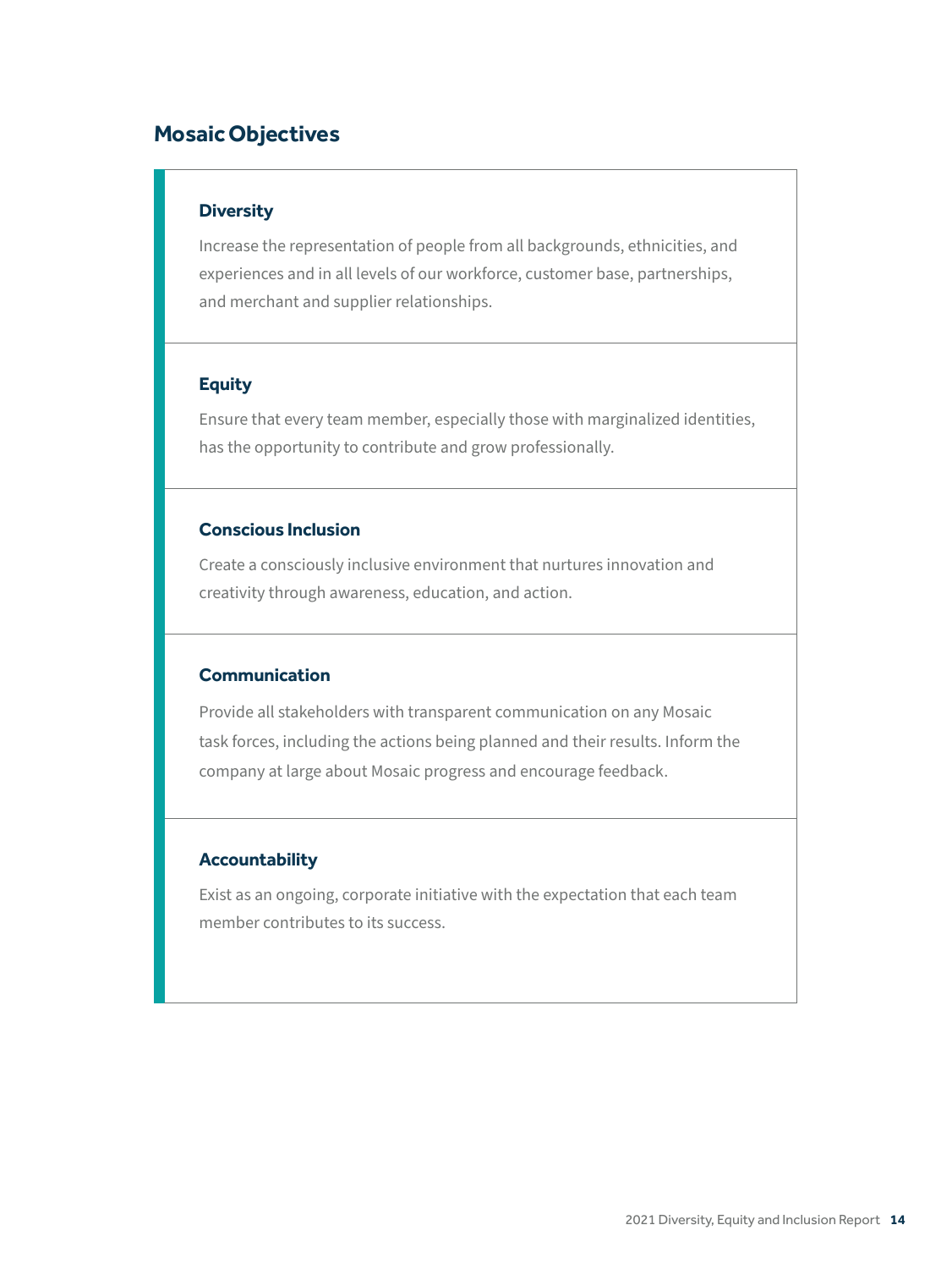## Mosaic Objectives

### Diversity

Increase the representation of people from all backgrounds, ethnicities, and experiences and in all levels of our workforce, customer base, partnerships, and merchant and supplier relationships.

### Equity

Ensure that every team member, especially those with marginalized identities, has the opportunity to contribute and grow professionally.

### Conscious Inclusion

Create a consciously inclusive environment that nurtures innovation and creativity through awareness, education, and action.

### Communication

Provide all stakeholders with transparent communication on any Mosaic task forces, including the actions being planned and their results. Inform the company at large about Mosaic progress and encourage feedback.

### Accountability

Exist as an ongoing, corporate initiative with the expectation that each team member contributes to its success.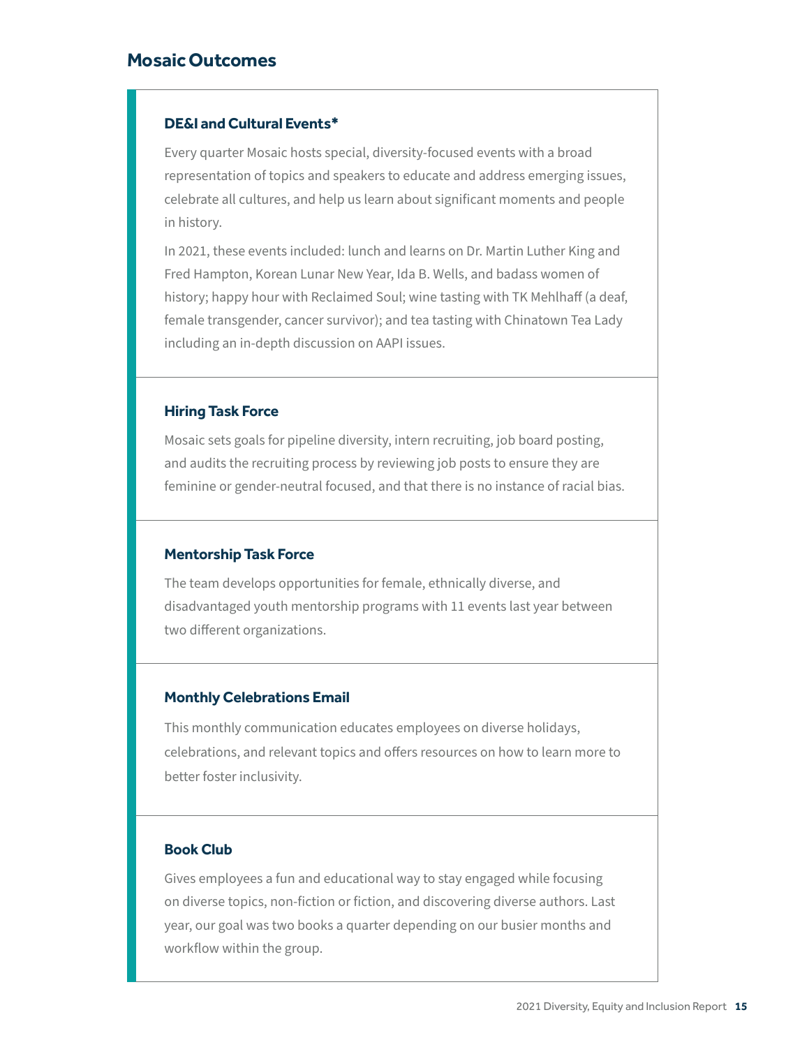## Mosaic Outcomes

### DE&I and Cultural Events*

Every quarter Mosaic hosts special, diversity-focused events with a broad representation of topics and speakers to educate and address emerging issues, celebrate all cultures, and help us learn about significant moments and people in history.

In 2021, these events included: lunch and learns on Dr. Martin Luther King and Fred Hampton, Korean Lunar New Year, Ida B. Wells, and badass women of history; happy hour with Reclaimed Soul; wine tasting with TK Mehlhaff (a deaf, female transgender, cancer survivor); and tea tasting with Chinatown Tea Lady including an in-depth discussion on AAPI issues.

### Hiring Task Force

Mosaic sets goals for pipeline diversity, intern recruiting, job board posting, and audits the recruiting process by reviewing job posts to ensure they are feminine or gender-neutral focused, and that there is no instance of racial bias.

### Mentorship Task Force

The team develops opportunities for female, ethnically diverse, and disadvantaged youth mentorship programs with 11 events last year between two different organizations.

### Monthly Celebrations Email

This monthly communication educates employees on diverse holidays, celebrations, and relevant topics and offers resources on how to learn more to better foster inclusivity.

### Book Club

Gives employees a fun and educational way to stay engaged while focusing on diverse topics, non-fiction or fiction, and discovering diverse authors. Last year, our goal was two books a quarter depending on our busier months and workflow within the group.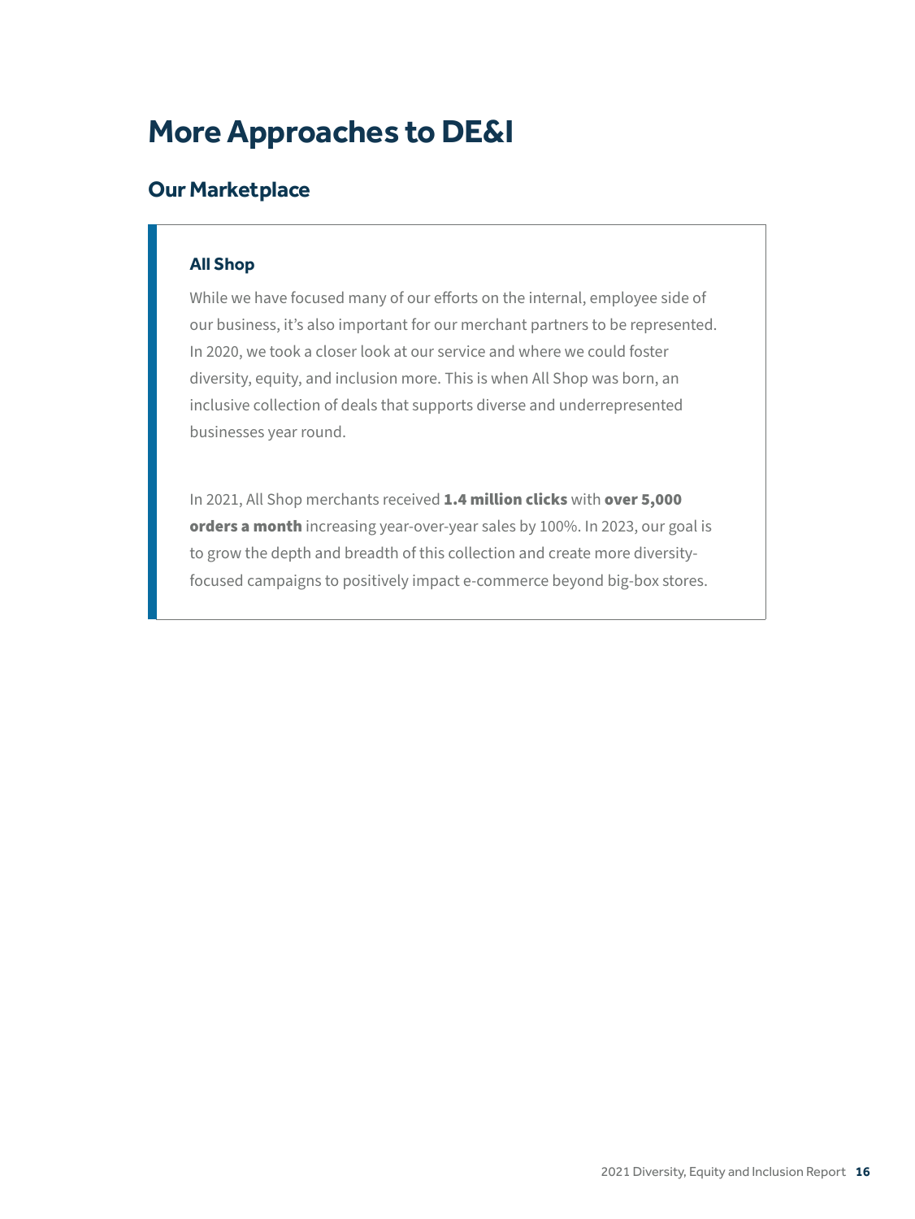# More Approaches to DE&I

## Our Marketplace

### All Shop

While we have focused many of our efforts on the internal, employee side of our business, it's also important for our merchant partners to be represented. In 2020, we took a closer look at our service and where we could foster diversity, equity, and inclusion more. This is when All Shop was born, an inclusive collection of deals that supports diverse and underrepresented businesses year round.

In 2021, All Shop merchants received **1.4 million clicks** with **over 5,000 orders a month** increasing year-over-year sales by 100%. In 2023, our goal is to grow the depth and breadth of this collection and create more diversity-focused campaigns to positively impact e-commerce beyond big-box stores.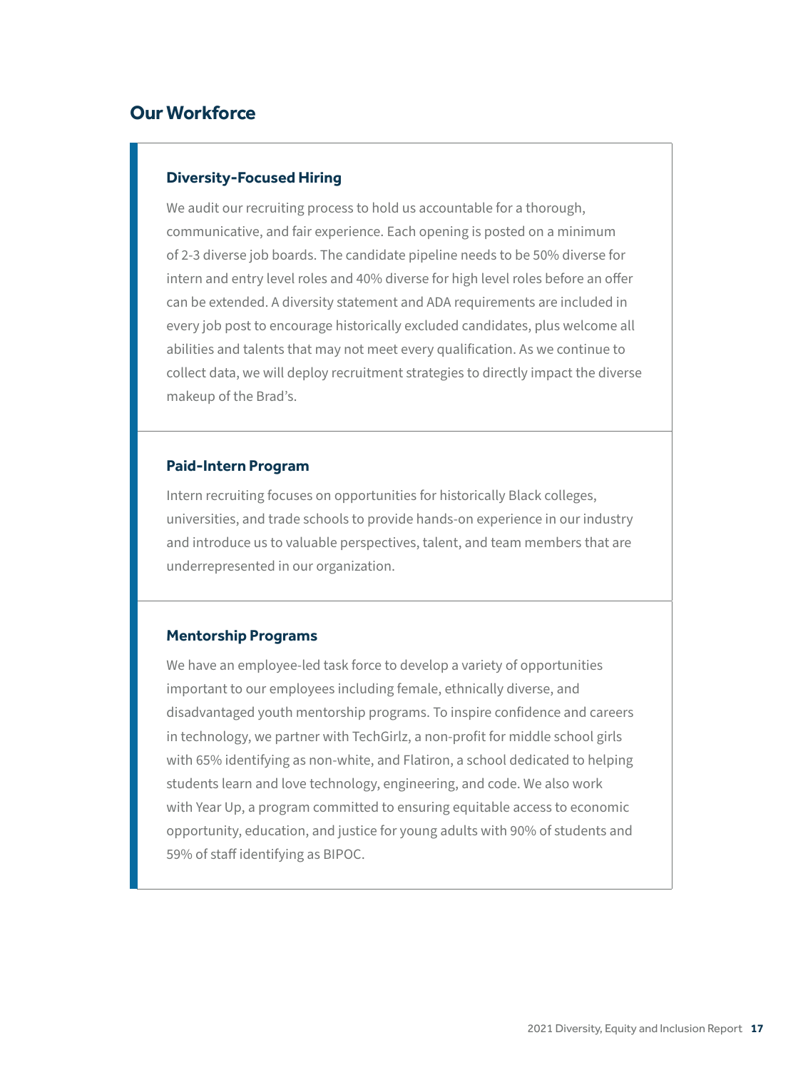## Our Workforce

### Diversity-Focused Hiring

We audit our recruiting process to hold us accountable for a thorough, communicative, and fair experience. Each opening is posted on a minimum of 2-3 diverse job boards. The candidate pipeline needs to be 50% diverse for intern and entry level roles and 40% diverse for high level roles before an offer can be extended. A diversity statement and ADA requirements are included in every job post to encourage historically excluded candidates, plus welcome all abilities and talents that may not meet every qualification. As we continue to collect data, we will deploy recruitment strategies to directly impact the diverse makeup of the Brad's.

### Paid-Intern Program

Intern recruiting focuses on opportunities for historically Black colleges, universities, and trade schools to provide hands-on experience in our industry and introduce us to valuable perspectives, talent, and team members that are underrepresented in our organization.

### Mentorship Programs

We have an employee-led task force to develop a variety of opportunities important to our employees including female, ethnically diverse, and disadvantaged youth mentorship programs. To inspire confidence and careers in technology, we partner with TechGirlz, a non-profit for middle school girls with 65% identifying as non-white, and Flatiron, a school dedicated to helping students learn and love technology, engineering, and code. We also work with Year Up, a program committed to ensuring equitable access to economic opportunity, education, and justice for young adults with 90% of students and 59% of staff identifying as BIPOC.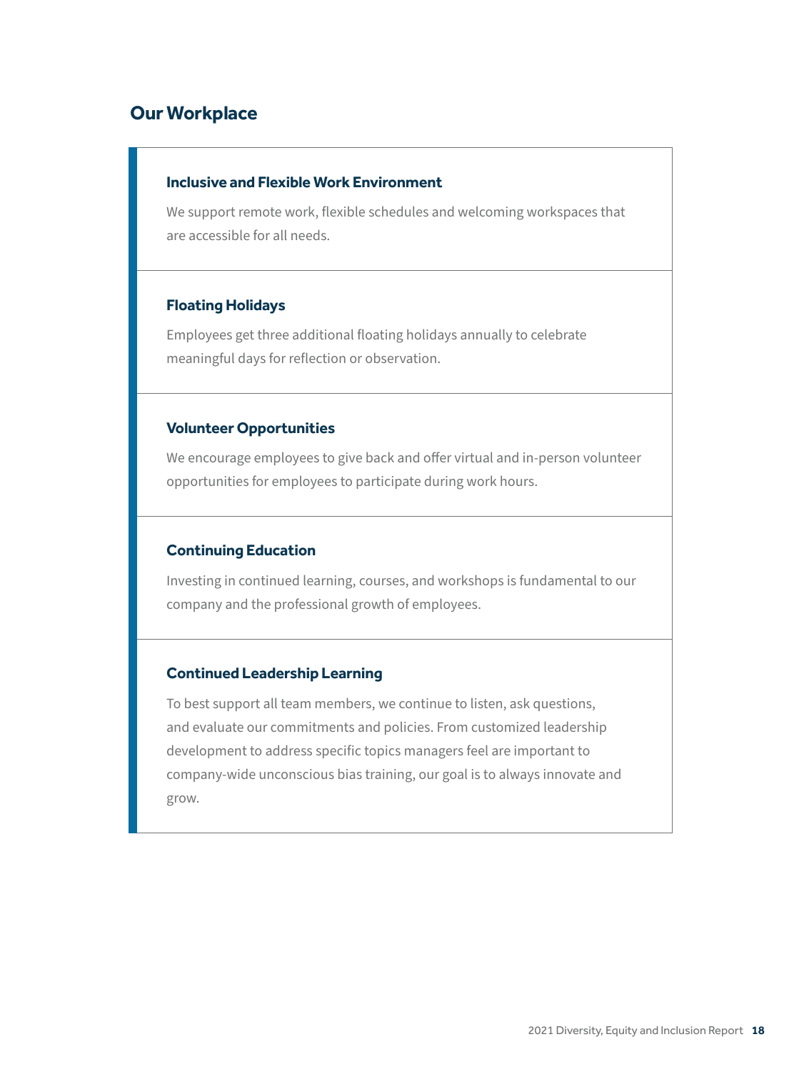## Our Workplace

### Inclusive and Flexible Work Environment

We support remote work, flexible schedules and welcoming workspaces that are accessible for all needs.

### Floating Holidays

Employees get three additional floating holidays annually to celebrate meaningful days for reflection or observation.

### Volunteer Opportunities

We encourage employees to give back and offer virtual and in-person volunteer opportunities for employees to participate during work hours.

### Continuing Education

Investing in continued learning, courses, and workshops is fundamental to our company and the professional growth of employees.

### Continued Leadership Learning

To best support all team members, we continue to listen, ask questions, and evaluate our commitments and policies. From customized leadership development to address specific topics managers feel are important to company-wide unconscious bias training, our goal is to always innovate and grow.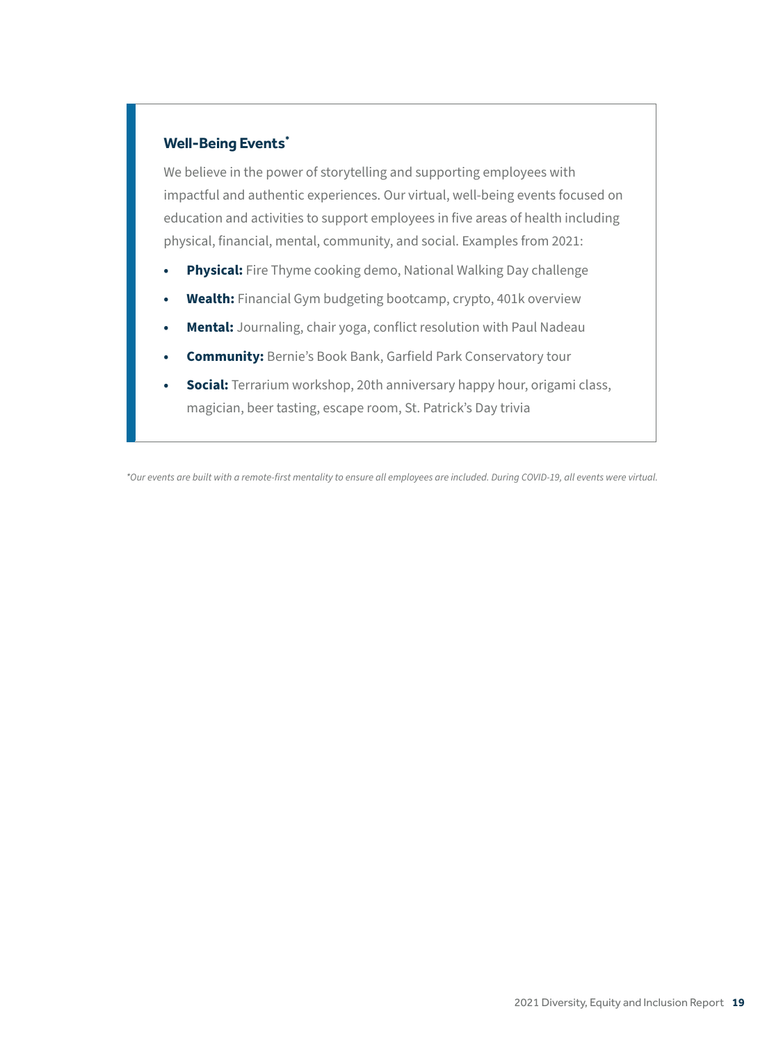### Well-Being Events*

We believe in the power of storytelling and supporting employees with impactful and authentic experiences. Our virtual, well-being events focused on education and activities to support employees in five areas of health including physical, financial, mental, community, and social. Examples from 2021:

- **Physical:** Fire Thyme cooking demo, National Walking Day challenge
- **Wealth:** Financial Gym budgeting bootcamp, crypto, 401k overview
- **Mental:** Journaling, chair yoga, conflict resolution with Paul Nadeau
- **Community:** Bernie's Book Bank, Garfield Park Conservatory tour
- **Social:** Terrarium workshop, 20th anniversary happy hour, origami class, magician, beer tasting, escape room, St. Patrick's Day trivia

*\*Our events are built with a remote-first mentality to ensure all employees are included. During COVID-19, all events were virtual.*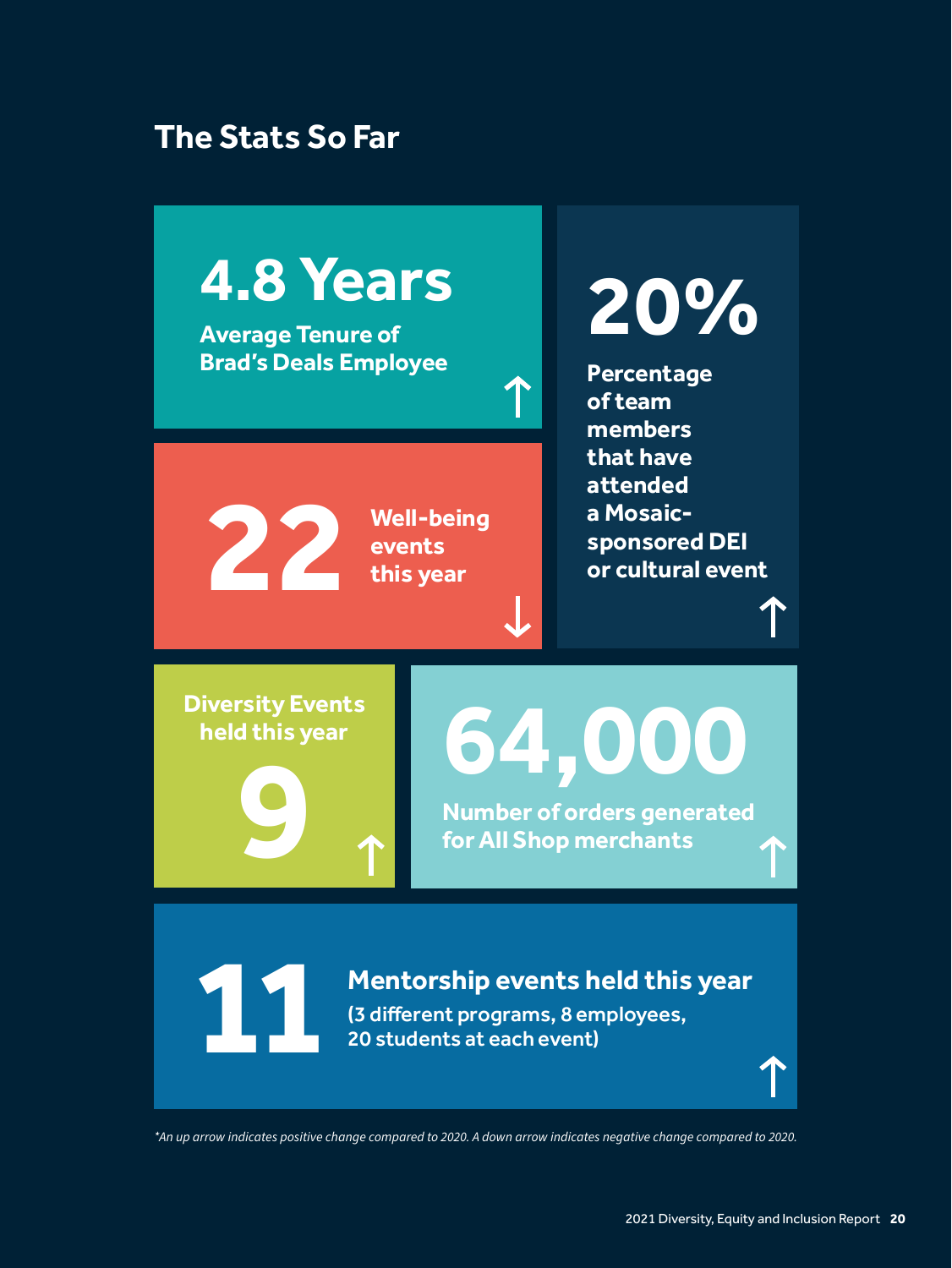## The Stats So Far

**4.8 Years**
Average Tenure of Brad's Deals Employee ↑

**20%**
Percentage of team members that have attended a Mosaic-sponsored DEI or cultural event ↑

**22**
Well-being events this year ↓

**9**
Diversity Events held this year ↑

**64,000**
Number of orders generated for All Shop merchants ↑

**11**
Mentorship events held this year
(3 different programs, 8 employees, 20 students at each event) ↑

*\*An up arrow indicates positive change compared to 2020. A down arrow indicates negative change compared to 2020.*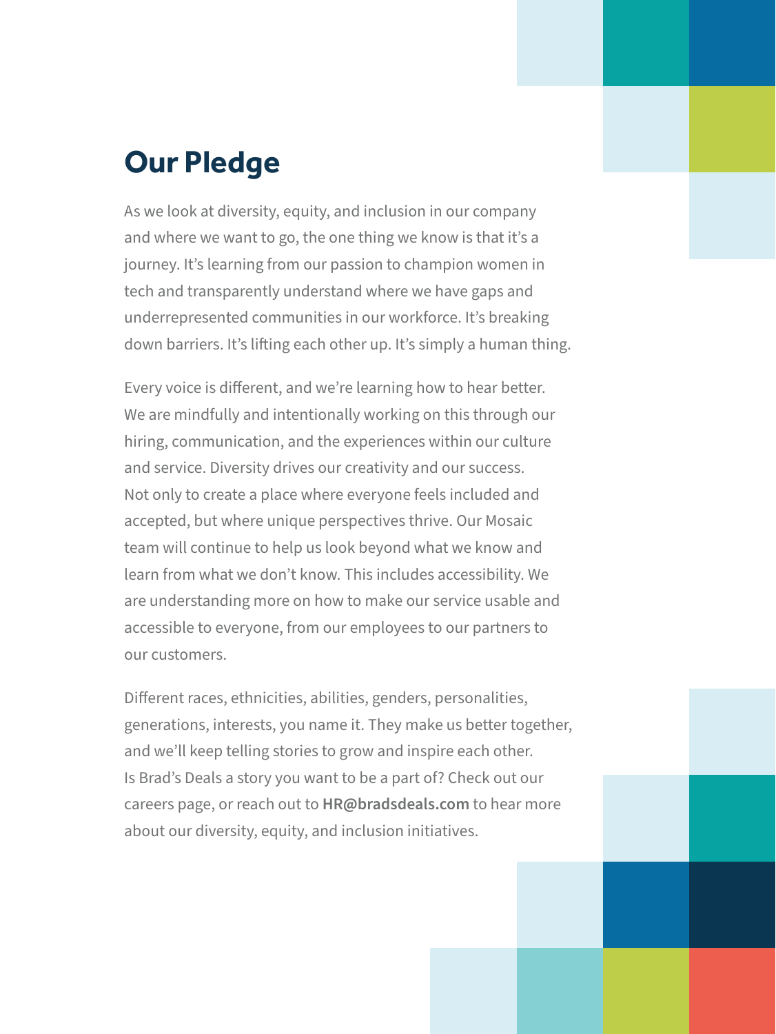## Our Pledge

As we look at diversity, equity, and inclusion in our company and where we want to go, the one thing we know is that it's a journey. It's learning from our passion to champion women in tech and transparently understand where we have gaps and underrepresented communities in our workforce. It's breaking down barriers. It's lifting each other up. It's simply a human thing.

Every voice is different, and we're learning how to hear better. We are mindfully and intentionally working on this through our hiring, communication, and the experiences within our culture and service. Diversity drives our creativity and our success. Not only to create a place where everyone feels included and accepted, but where unique perspectives thrive. Our Mosaic team will continue to help us look beyond what we know and learn from what we don't know. This includes accessibility. We are understanding more on how to make our service usable and accessible to everyone, from our employees to our partners to our customers.

Different races, ethnicities, abilities, genders, personalities, generations, interests, you name it. They make us better together, and we'll keep telling stories to grow and inspire each other. Is Brad's Deals a story you want to be a part of? Check out our careers page, or reach out to **HR@bradsdeals.com** to hear more about our diversity, equity, and inclusion initiatives.